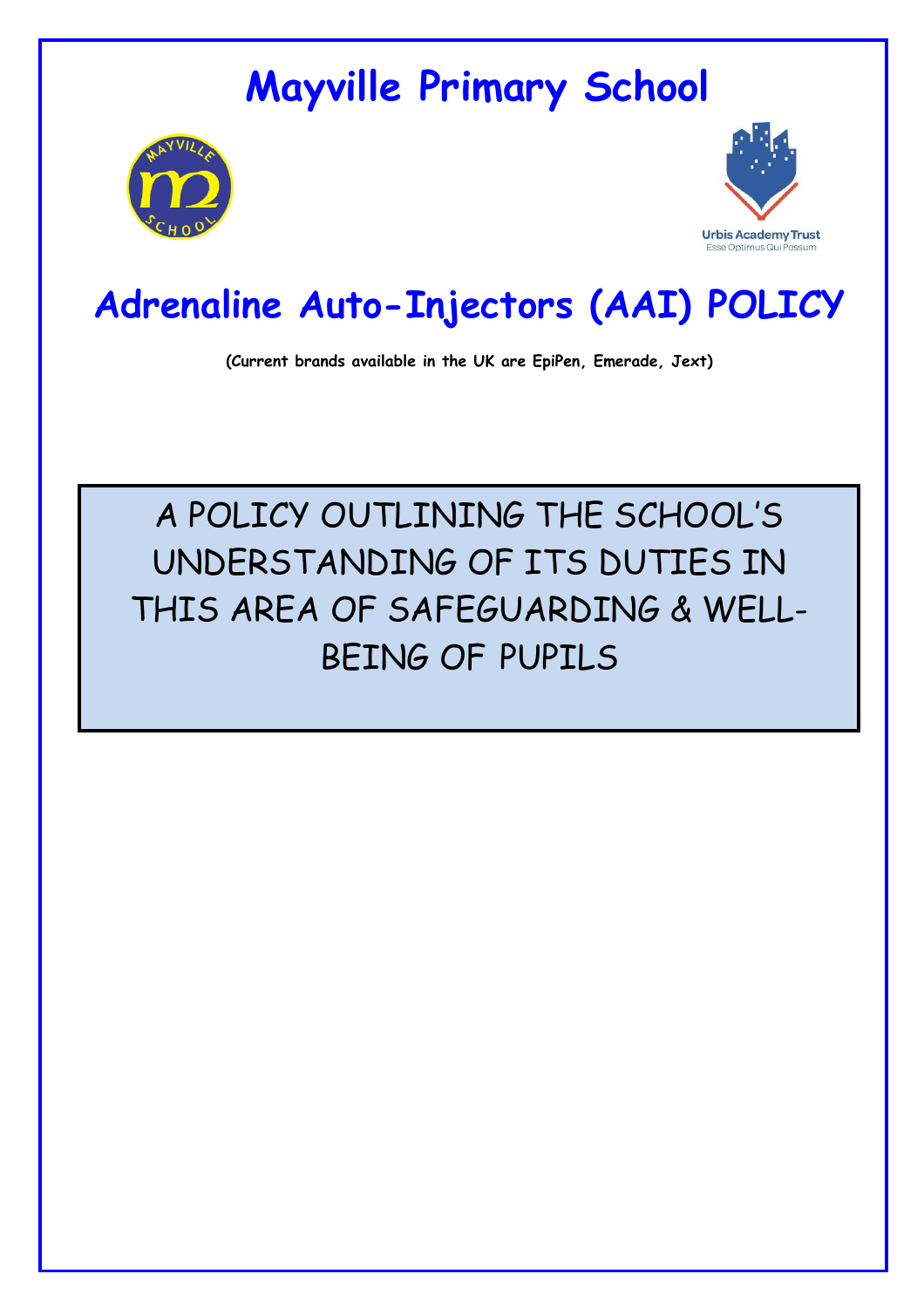# Mayville Primary School

Urbis Academy Trust
Esse Optimus Qui Possum

# Adrenaline Auto-Injectors (AAI) POLICY

**(Current brands available in the UK are EpiPen, Emerade, Jext)**

A POLICY OUTLINING THE SCHOOL'S UNDERSTANDING OF ITS DUTIES IN THIS AREA OF SAFEGUARDING & WELL-BEING OF PUPILS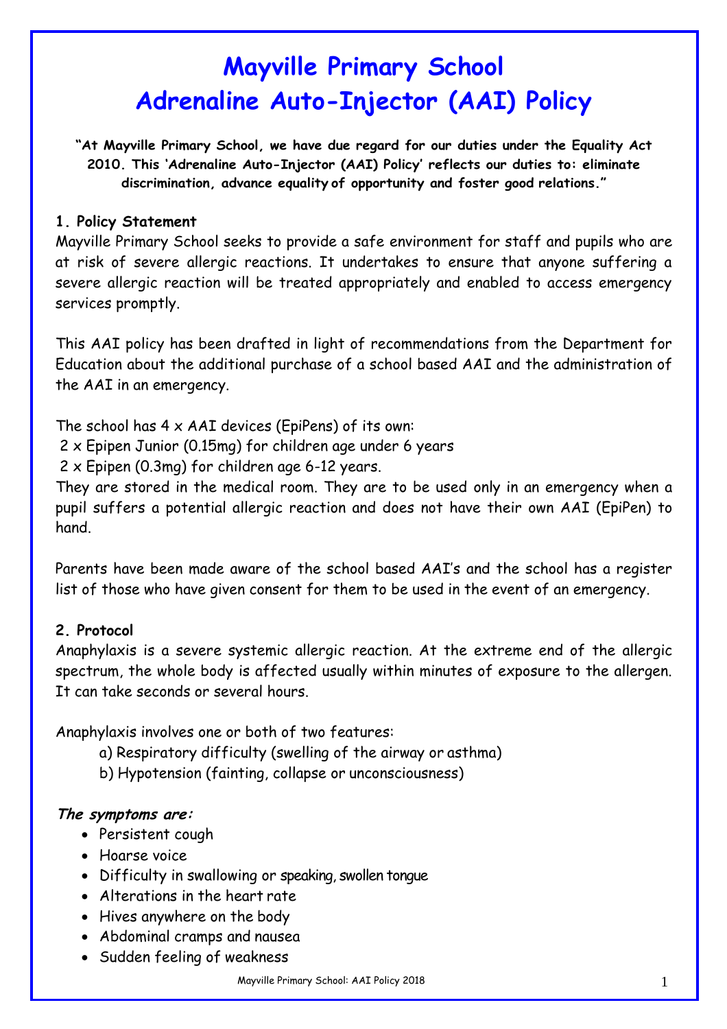# Mayville Primary School
# Adrenaline Auto-Injector (AAI) Policy

**"At Mayville Primary School, we have due regard for our duties under the Equality Act 2010. This 'Adrenaline Auto-Injector (AAI) Policy' reflects our duties to: eliminate discrimination, advance equality of opportunity and foster good relations."**

## 1. Policy Statement

Mayville Primary School seeks to provide a safe environment for staff and pupils who are at risk of severe allergic reactions. It undertakes to ensure that anyone suffering a severe allergic reaction will be treated appropriately and enabled to access emergency services promptly.

This AAI policy has been drafted in light of recommendations from the Department for Education about the additional purchase of a school based AAI and the administration of the AAI in an emergency.

The school has 4 x AAI devices (EpiPens) of its own:
2 x Epipen Junior (0.15mg) for children age under 6 years
2 x Epipen (0.3mg) for children age 6-12 years.
They are stored in the medical room. They are to be used only in an emergency when a pupil suffers a potential allergic reaction and does not have their own AAI (EpiPen) to hand.

Parents have been made aware of the school based AAI's and the school has a register list of those who have given consent for them to be used in the event of an emergency.

## 2. Protocol

Anaphylaxis is a severe systemic allergic reaction. At the extreme end of the allergic spectrum, the whole body is affected usually within minutes of exposure to the allergen. It can take seconds or several hours.

Anaphylaxis involves one or both of two features:

a) Respiratory difficulty (swelling of the airway or asthma)
b) Hypotension (fainting, collapse or unconsciousness)

***The symptoms are:***

- Persistent cough
- Hoarse voice
- Difficulty in swallowing or speaking, swollen tongue
- Alterations in the heart rate
- Hives anywhere on the body
- Abdominal cramps and nausea
- Sudden feeling of weakness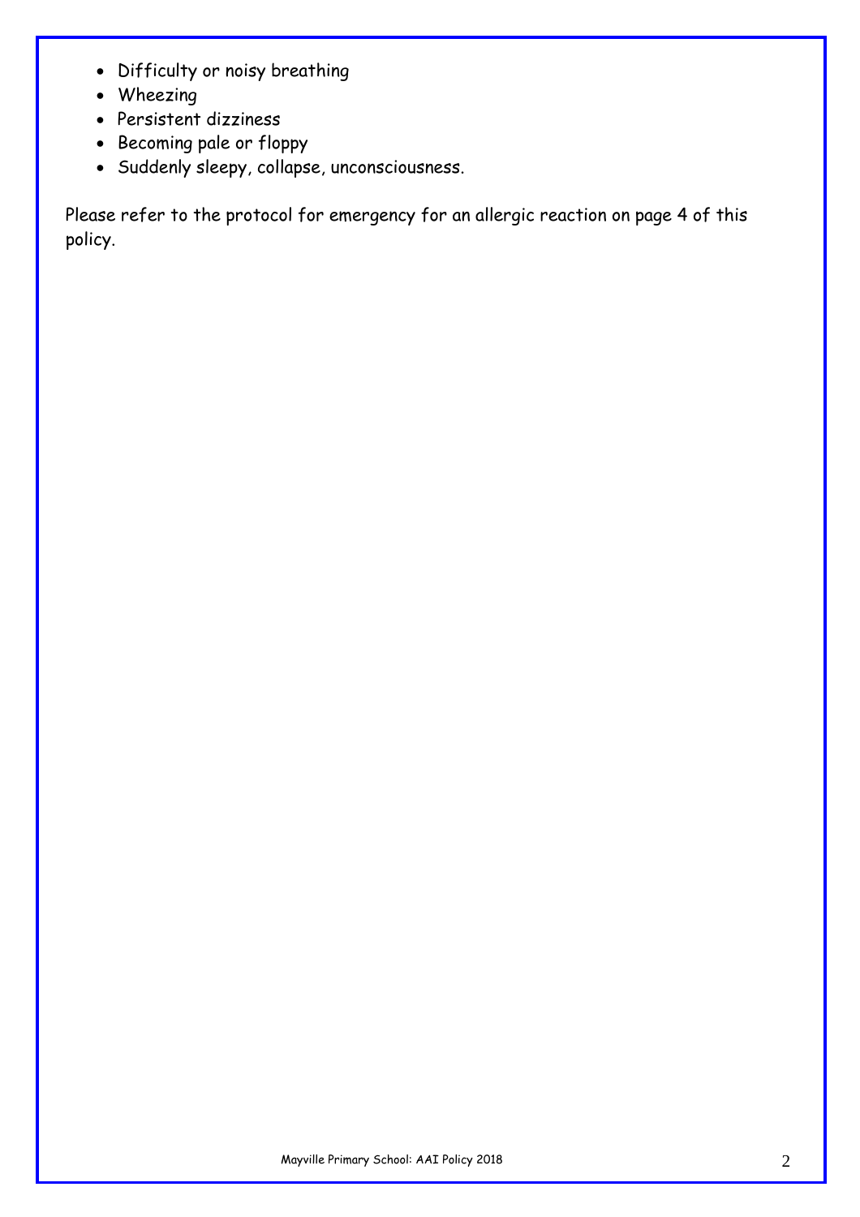- Difficulty or noisy breathing
- Wheezing
- Persistent dizziness
- Becoming pale or floppy
- Suddenly sleepy, collapse, unconsciousness.

Please refer to the protocol for emergency for an allergic reaction on page 4 of this policy.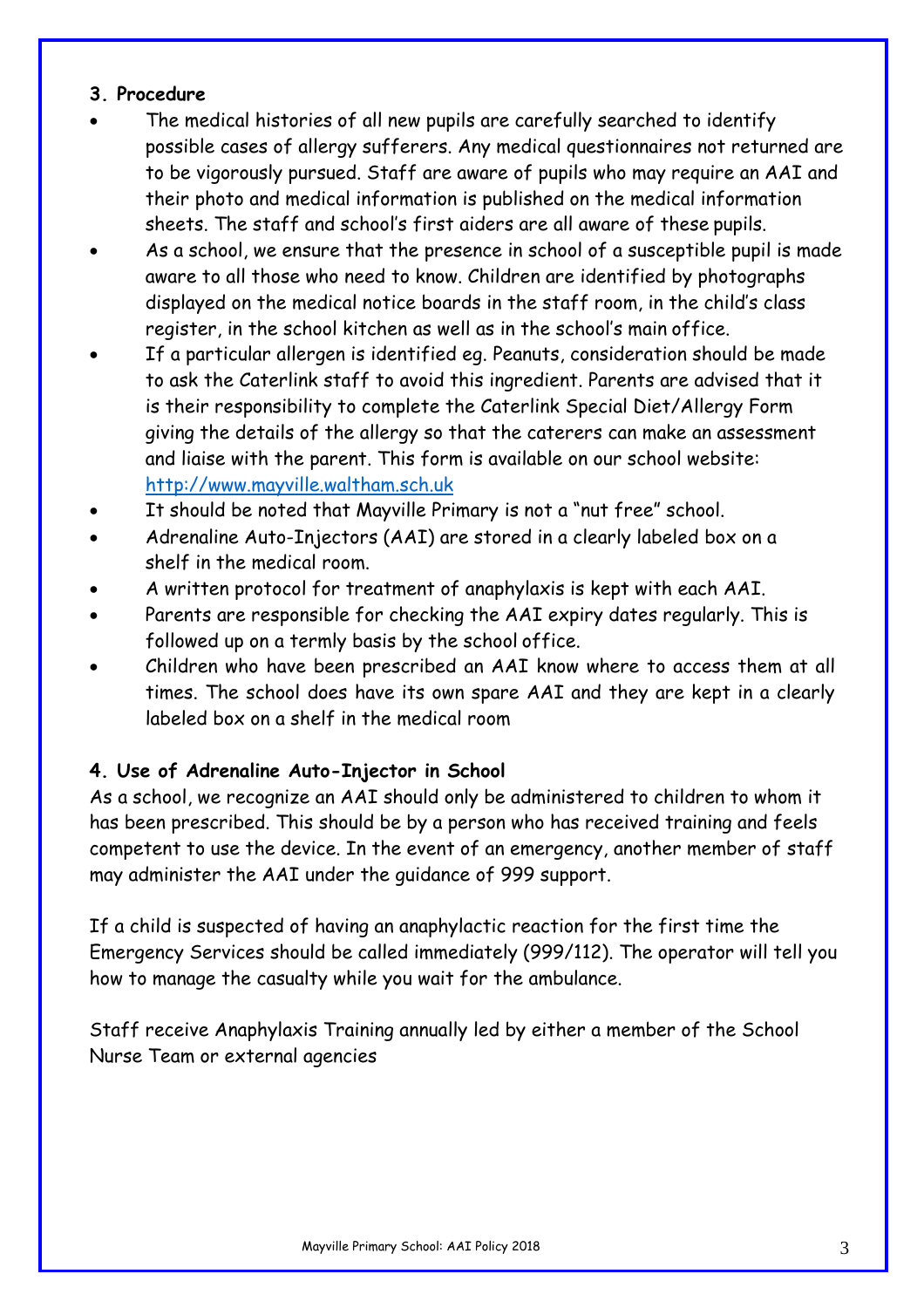**3. Procedure**

- The medical histories of all new pupils are carefully searched to identify possible cases of allergy sufferers. Any medical questionnaires not returned are to be vigorously pursued. Staff are aware of pupils who may require an AAI and their photo and medical information is published on the medical information sheets. The staff and school's first aiders are all aware of these pupils.
- As a school, we ensure that the presence in school of a susceptible pupil is made aware to all those who need to know. Children are identified by photographs displayed on the medical notice boards in the staff room, in the child's class register, in the school kitchen as well as in the school's main office.
- If a particular allergen is identified eg. Peanuts, consideration should be made to ask the Caterlink staff to avoid this ingredient. Parents are advised that it is their responsibility to complete the Caterlink Special Diet/Allergy Form giving the details of the allergy so that the caterers can make an assessment and liaise with the parent. This form is available on our school website: [http://www.mayville.waltham.sch.uk](http://www.mayville.waltham.sch.uk)
- It should be noted that Mayville Primary is not a "nut free" school.
- Adrenaline Auto-Injectors (AAI) are stored in a clearly labeled box on a shelf in the medical room.
- A written protocol for treatment of anaphylaxis is kept with each AAI.
- Parents are responsible for checking the AAI expiry dates regularly. This is followed up on a termly basis by the school office.
- Children who have been prescribed an AAI know where to access them at all times. The school does have its own spare AAI and they are kept in a clearly labeled box on a shelf in the medical room

**4. Use of Adrenaline Auto-Injector in School**

As a school, we recognize an AAI should only be administered to children to whom it has been prescribed. This should be by a person who has received training and feels competent to use the device. In the event of an emergency, another member of staff may administer the AAI under the guidance of 999 support.

If a child is suspected of having an anaphylactic reaction for the first time the Emergency Services should be called immediately (999/112). The operator will tell you how to manage the casualty while you wait for the ambulance.

Staff receive Anaphylaxis Training annually led by either a member of the School Nurse Team or external agencies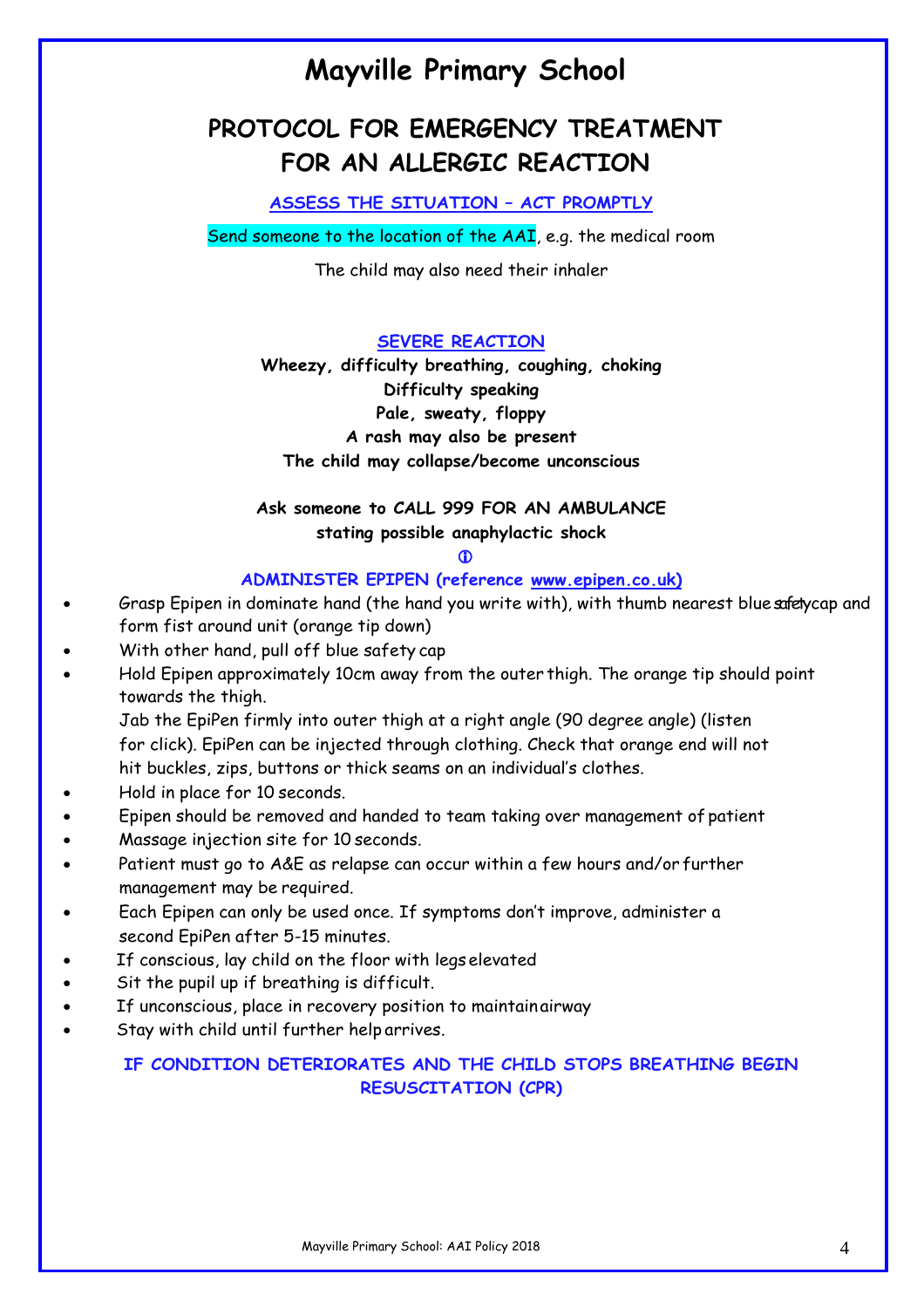# Mayville Primary School

## PROTOCOL FOR EMERGENCY TREATMENT FOR AN ALLERGIC REACTION

**ASSESS THE SITUATION – ACT PROMPTLY**

Send someone to the location of the AAI, e.g. the medical room

The child may also need their inhaler

**SEVERE REACTION**

**Wheezy, difficulty breathing, coughing, choking**
**Difficulty speaking**
**Pale, sweaty, floppy**
**A rash may also be present**
**The child may collapse/become unconscious**

**Ask someone to CALL 999 FOR AN AMBULANCE stating possible anaphylactic shock**

**ADMINISTER EPIPEN (reference www.epipen.co.uk)**

- Grasp Epipen in dominate hand (the hand you write with), with thumb nearest blue safety cap and form fist around unit (orange tip down)
- With other hand, pull off blue safety cap
- Hold Epipen approximately 10cm away from the outer thigh. The orange tip should point towards the thigh.
  Jab the EpiPen firmly into outer thigh at a right angle (90 degree angle) (listen for click). EpiPen can be injected through clothing. Check that orange end will not hit buckles, zips, buttons or thick seams on an individual's clothes.
- Hold in place for 10 seconds.
- Epipen should be removed and handed to team taking over management of patient
- Massage injection site for 10 seconds.
- Patient must go to A&E as relapse can occur within a few hours and/or further management may be required.
- Each Epipen can only be used once. If symptoms don't improve, administer a second EpiPen after 5-15 minutes.
- If conscious, lay child on the floor with legs elevated
- Sit the pupil up if breathing is difficult.
- If unconscious, place in recovery position to maintain airway
- Stay with child until further help arrives.

**IF CONDITION DETERIORATES AND THE CHILD STOPS BREATHING BEGIN RESUSCITATION (CPR)**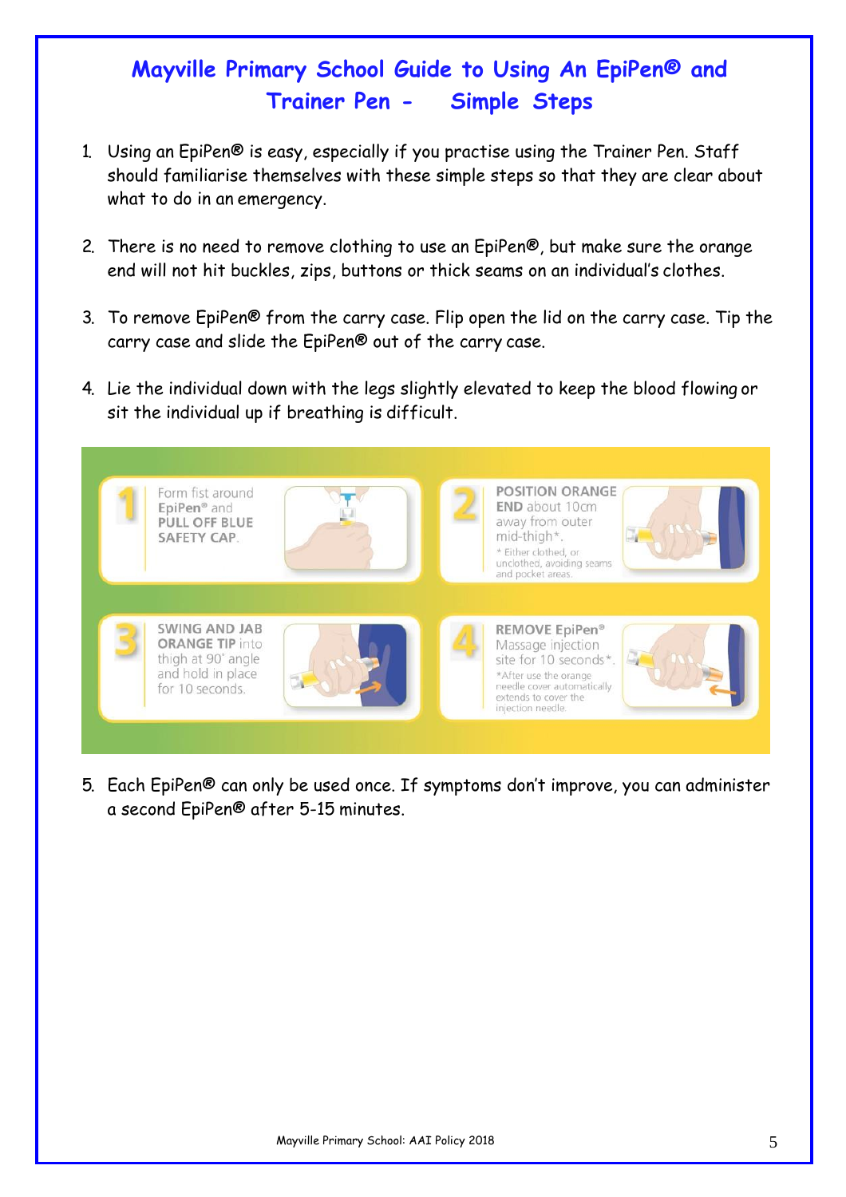# Mayville Primary School Guide to Using An EpiPen® and Trainer Pen - Simple Steps

1. Using an EpiPen® is easy, especially if you practise using the Trainer Pen. Staff should familiarise themselves with these simple steps so that they are clear about what to do in an emergency.

2. There is no need to remove clothing to use an EpiPen®, but make sure the orange end will not hit buckles, zips, buttons or thick seams on an individual's clothes.

3. To remove EpiPen® from the carry case. Flip open the lid on the carry case. Tip the carry case and slide the EpiPen® out of the carry case.

4. Lie the individual down with the legs slightly elevated to keep the blood flowing or sit the individual up if breathing is difficult.

**1** Form fist around EpiPen® and **PULL OFF BLUE SAFETY CAP.**

**2** **POSITION ORANGE END** about 10cm away from outer mid-thigh*.
*Either clothed, or unclothed, avoiding seams and pocket areas.

**3** **SWING AND JAB ORANGE TIP** into thigh at 90° angle and hold in place for 10 seconds.

**4** **REMOVE EpiPen®** Massage injection site for 10 seconds*.
*After use the orange needle cover automatically extends to cover the injection needle.

5. Each EpiPen® can only be used once. If symptoms don't improve, you can administer a second EpiPen® after 5-15 minutes.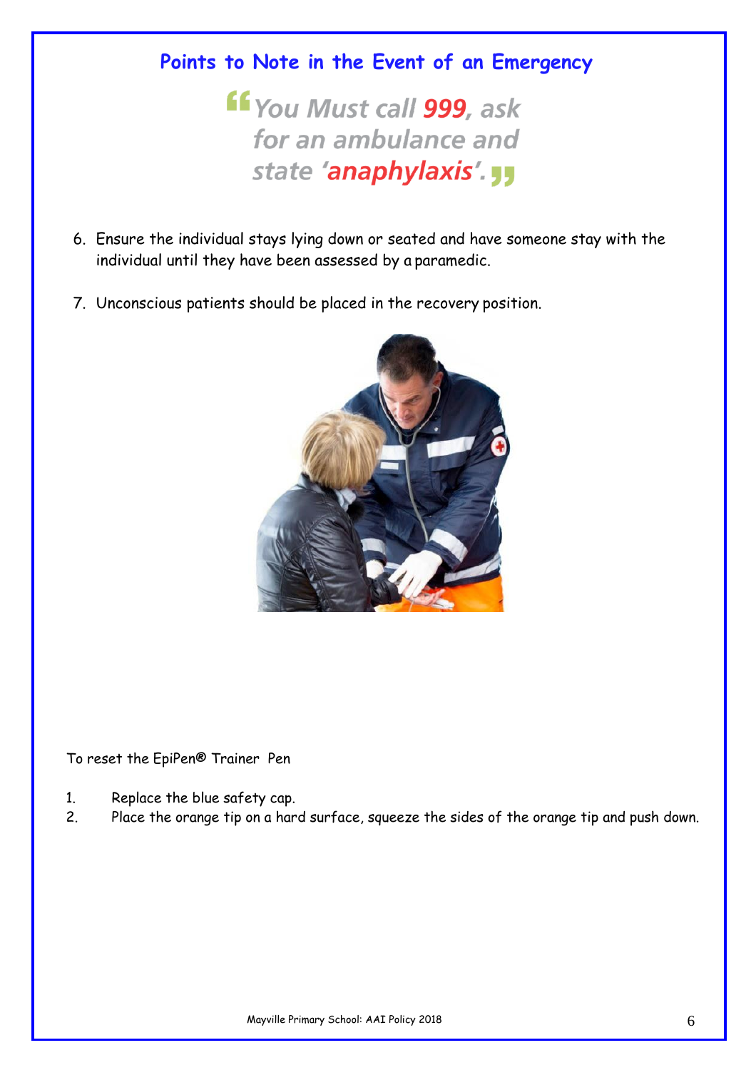## Points to Note in the Event of an Emergency

> *"You Must call **999**, ask for an ambulance and state '**anaphylaxis**'."*

6. Ensure the individual stays lying down or seated and have someone stay with the individual until they have been assessed by a paramedic.
7. Unconscious patients should be placed in the recovery position.

To reset the EpiPen® Trainer Pen

1. Replace the blue safety cap.
2. Place the orange tip on a hard surface, squeeze the sides of the orange tip and push down.